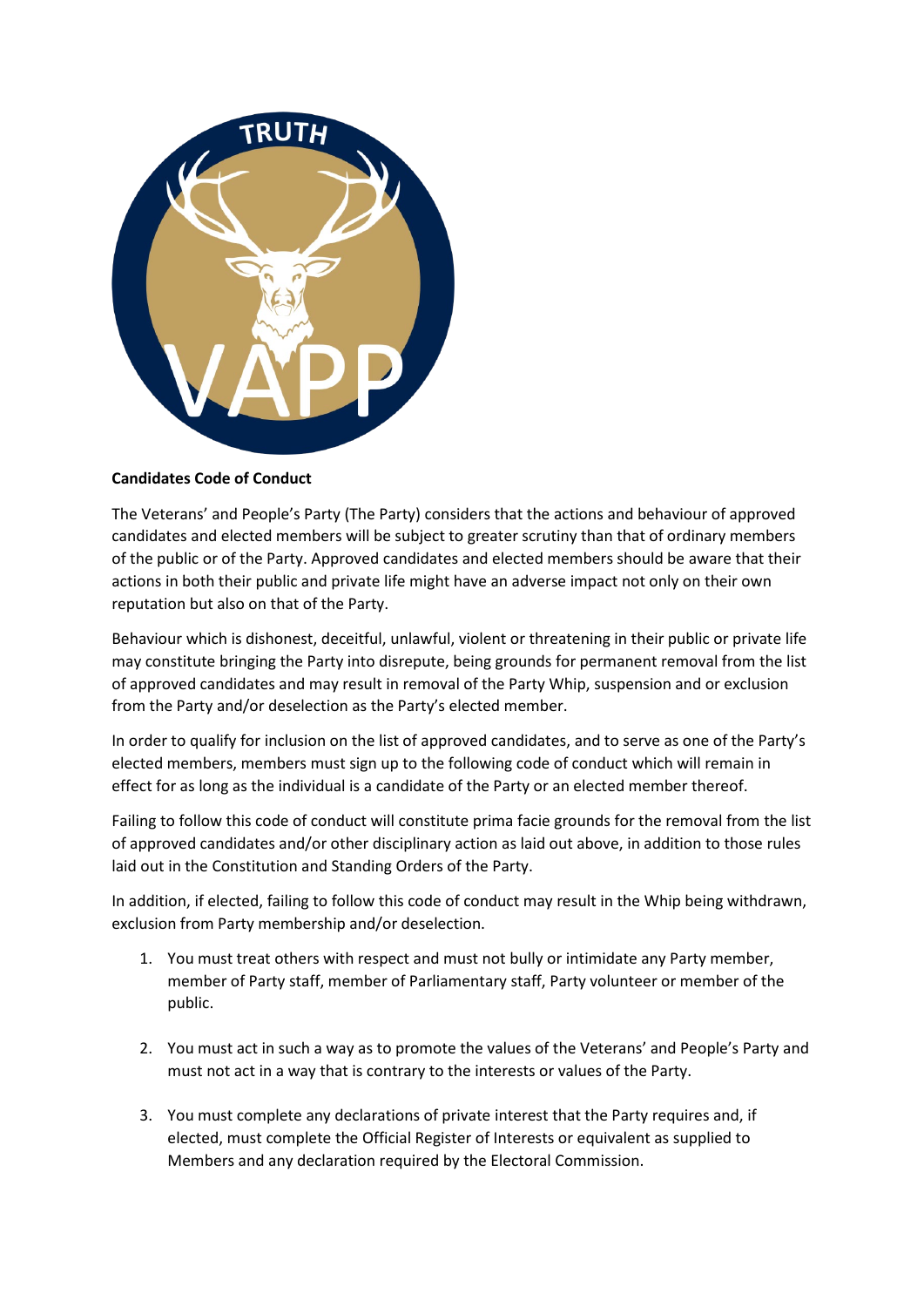**Candidates Code of Conduct**

The Veterans' and People's Party (The Party) considers that the actions and behaviour of approved candidates and elected members will be subject to greater scrutiny than that of ordinary members of the public or of the Party. Approved candidates and elected members should be aware that their actions in both their public and private life might have an adverse impact not only on their own reputation but also on that of the Party.

Behaviour which is dishonest, deceitful, unlawful, violent or threatening in their public or private life may constitute bringing the Party into disrepute, being grounds for permanent removal from the list of approved candidates and may result in removal of the Party Whip, suspension and or exclusion from the Party and/or deselection as the Party's elected member.

In order to qualify for inclusion on the list of approved candidates, and to serve as one of the Party's elected members, members must sign up to the following code of conduct which will remain in effect for as long as the individual is a candidate of the Party or an elected member thereof.

Failing to follow this code of conduct will constitute prima facie grounds for the removal from the list of approved candidates and/or other disciplinary action as laid out above, in addition to those rules laid out in the Constitution and Standing Orders of the Party.

In addition, if elected, failing to follow this code of conduct may result in the Whip being withdrawn, exclusion from Party membership and/or deselection.

1. You must treat others with respect and must not bully or intimidate any Party member, member of Party staff, member of Parliamentary staff, Party volunteer or member of the public.

2. You must act in such a way as to promote the values of the Veterans' and People's Party and must not act in a way that is contrary to the interests or values of the Party.

3. You must complete any declarations of private interest that the Party requires and, if elected, must complete the Official Register of Interests or equivalent as supplied to Members and any declaration required by the Electoral Commission.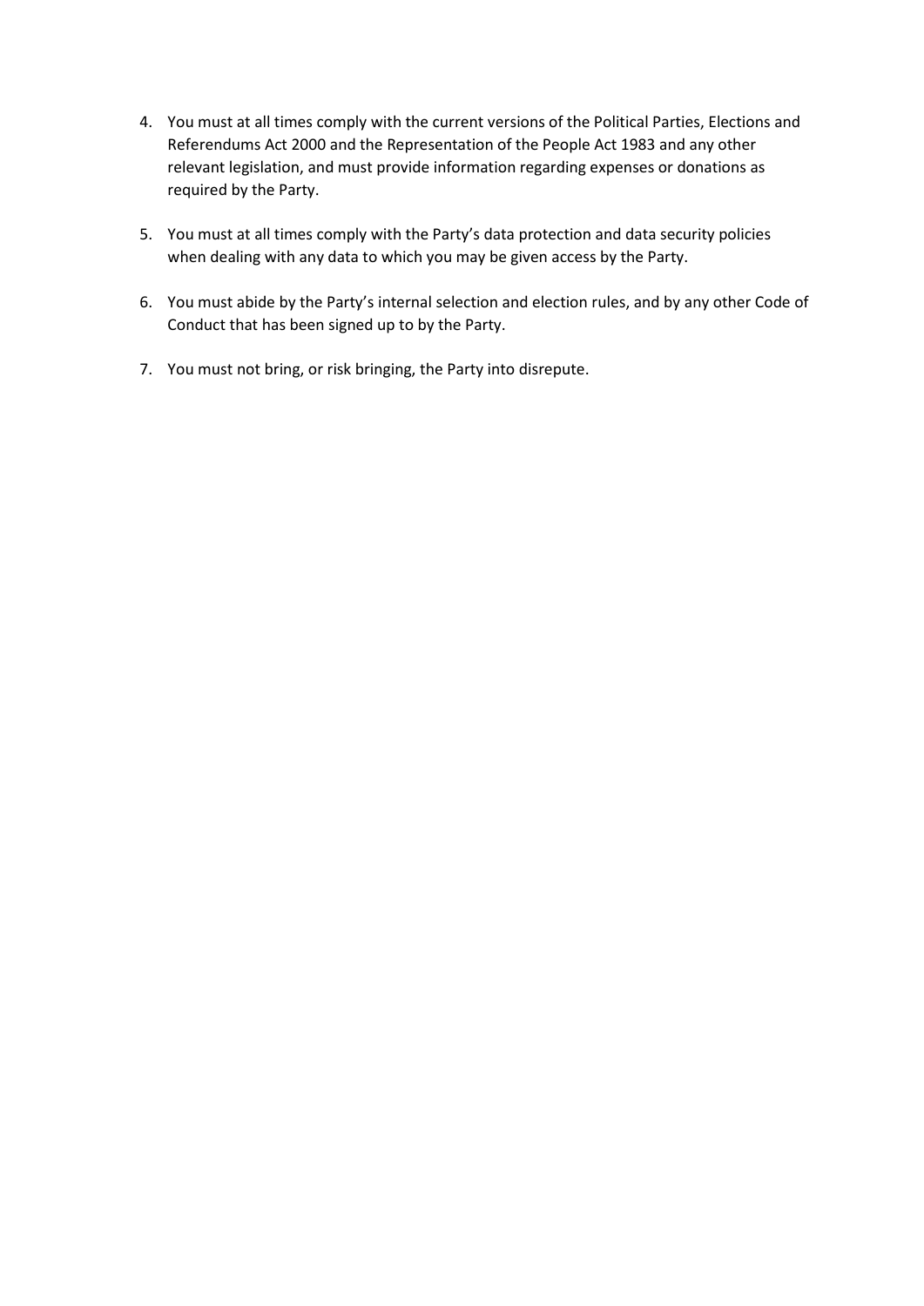4. You must at all times comply with the current versions of the Political Parties, Elections and Referendums Act 2000 and the Representation of the People Act 1983 and any other relevant legislation, and must provide information regarding expenses or donations as required by the Party.

5. You must at all times comply with the Party's data protection and data security policies when dealing with any data to which you may be given access by the Party.

6. You must abide by the Party's internal selection and election rules, and by any other Code of Conduct that has been signed up to by the Party.

7. You must not bring, or risk bringing, the Party into disrepute.